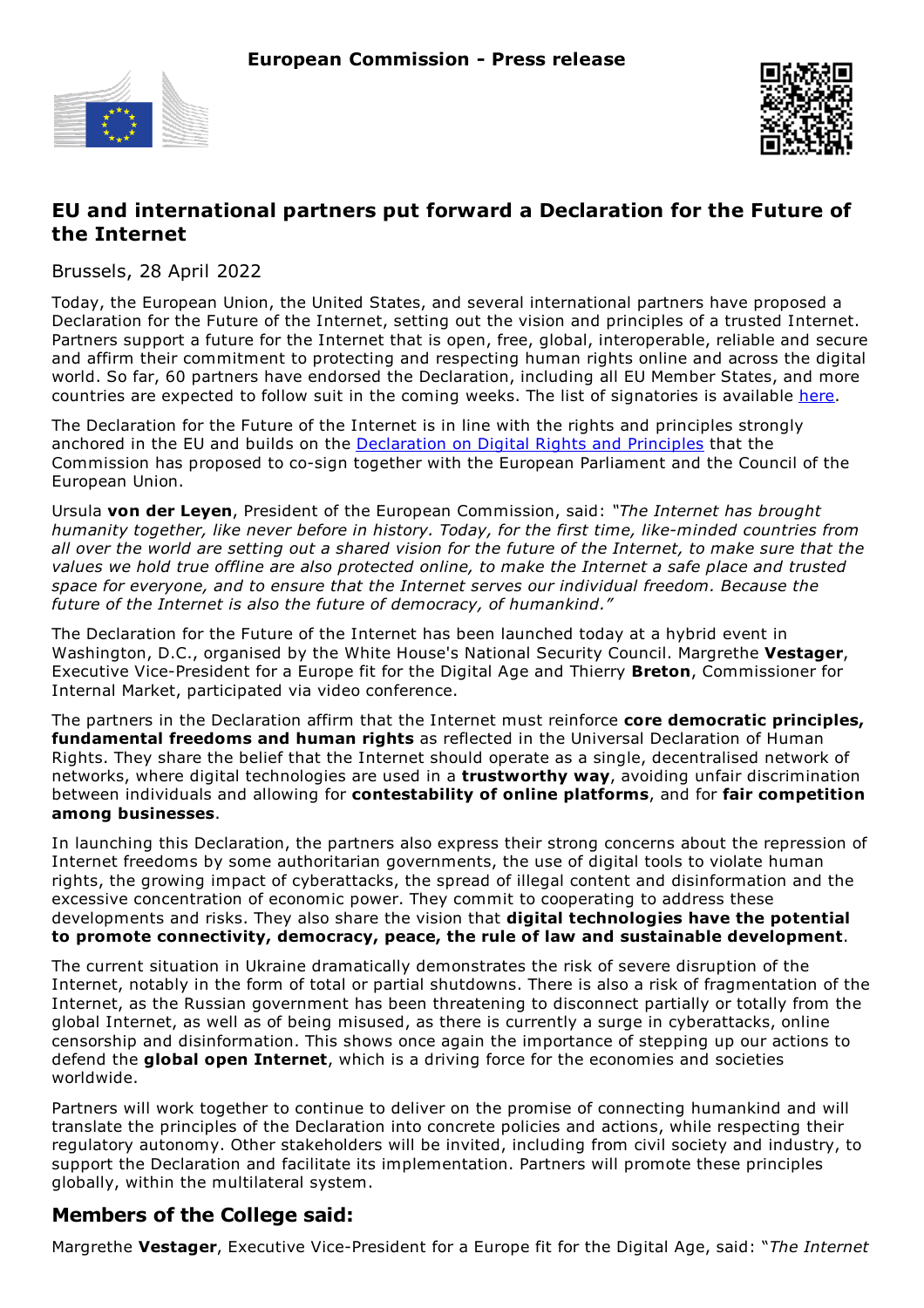**European Commission - Press release**

# EU and international partners put forward a Declaration for the Future of the Internet

Brussels, 28 April 2022

Today, the European Union, the United States, and several international partners have proposed a Declaration for the Future of the Internet, setting out the vision and principles of a trusted Internet. Partners support a future for the Internet that is open, free, global, interoperable, reliable and secure and affirm their commitment to protecting and respecting human rights online and across the digital world. So far, 60 partners have endorsed the Declaration, including all EU Member States, and more countries are expected to follow suit in the coming weeks. The list of signatories is available here.

The Declaration for the Future of the Internet is in line with the rights and principles strongly anchored in the EU and builds on the Declaration on Digital Rights and Principles that the Commission has proposed to co-sign together with the European Parliament and the Council of the European Union.

Ursula **von der Leyen**, President of the European Commission, said: *"The Internet has brought humanity together, like never before in history. Today, for the first time, like-minded countries from all over the world are setting out a shared vision for the future of the Internet, to make sure that the values we hold true offline are also protected online, to make the Internet a safe place and trusted space for everyone, and to ensure that the Internet serves our individual freedom. Because the future of the Internet is also the future of democracy, of humankind."*

The Declaration for the Future of the Internet has been launched today at a hybrid event in Washington, D.C., organised by the White House's National Security Council. Margrethe **Vestager**, Executive Vice-President for a Europe fit for the Digital Age and Thierry **Breton**, Commissioner for Internal Market, participated via video conference.

The partners in the Declaration affirm that the Internet must reinforce **core democratic principles, fundamental freedoms and human rights** as reflected in the Universal Declaration of Human Rights. They share the belief that the Internet should operate as a single, decentralised network of networks, where digital technologies are used in a **trustworthy way**, avoiding unfair discrimination between individuals and allowing for **contestability of online platforms**, and for **fair competition among businesses**.

In launching this Declaration, the partners also express their strong concerns about the repression of Internet freedoms by some authoritarian governments, the use of digital tools to violate human rights, the growing impact of cyberattacks, the spread of illegal content and disinformation and the excessive concentration of economic power. They commit to cooperating to address these developments and risks. They also share the vision that **digital technologies have the potential to promote connectivity, democracy, peace, the rule of law and sustainable development**.

The current situation in Ukraine dramatically demonstrates the risk of severe disruption of the Internet, notably in the form of total or partial shutdowns. There is also a risk of fragmentation of the Internet, as the Russian government has been threatening to disconnect partially or totally from the global Internet, as well as of being misused, as there is currently a surge in cyberattacks, online censorship and disinformation. This shows once again the importance of stepping up our actions to defend the **global open Internet**, which is a driving force for the economies and societies worldwide.

Partners will work together to continue to deliver on the promise of connecting humankind and will translate the principles of the Declaration into concrete policies and actions, while respecting their regulatory autonomy. Other stakeholders will be invited, including from civil society and industry, to support the Declaration and facilitate its implementation. Partners will promote these principles globally, within the multilateral system.

## Members of the College said:

Margrethe **Vestager**, Executive Vice-President for a Europe fit for the Digital Age, said: "*The Internet*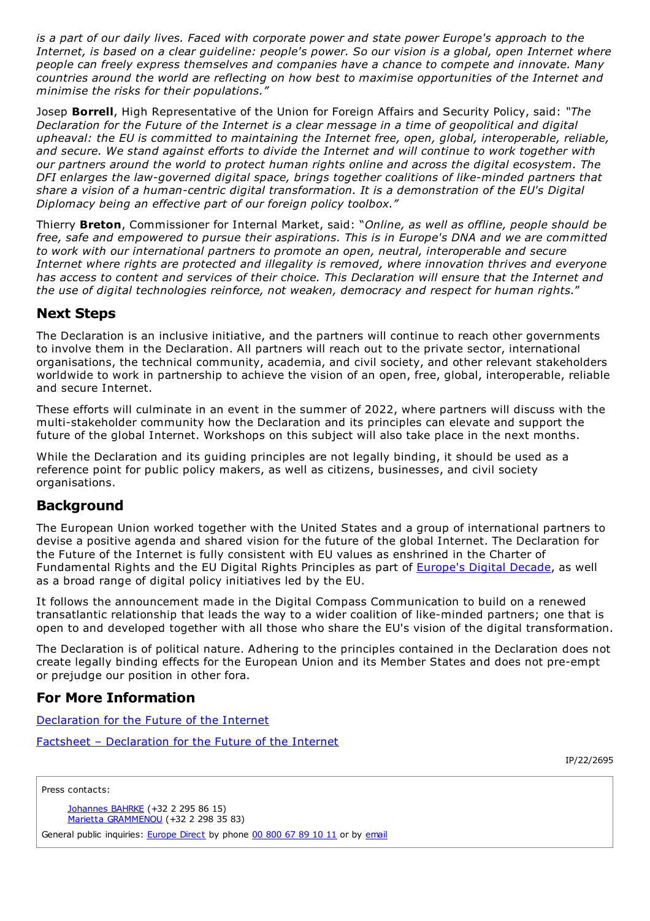*is a part of our daily lives. Faced with corporate power and state power Europe's approach to the Internet, is based on a clear guideline: people's power. So our vision is a global, open Internet where people can freely express themselves and companies have a chance to compete and innovate. Many countries around the world are reflecting on how best to maximise opportunities of the Internet and minimise the risks for their populations."*

Josep **Borrell**, High Representative of the Union for Foreign Affairs and Security Policy, said: *"The Declaration for the Future of the Internet is a clear message in a time of geopolitical and digital upheaval: the EU is committed to maintaining the Internet free, open, global, interoperable, reliable, and secure. We stand against efforts to divide the Internet and will continue to work together with our partners around the world to protect human rights online and across the digital ecosystem. The DFI enlarges the law-governed digital space, brings together coalitions of like-minded partners that share a vision of a human-centric digital transformation. It is a demonstration of the EU's Digital Diplomacy being an effective part of our foreign policy toolbox."*

Thierry **Breton**, Commissioner for Internal Market, said: "*Online, as well as offline, people should be free, safe and empowered to pursue their aspirations. This is in Europe's DNA and we are committed to work with our international partners to promote an open, neutral, interoperable and secure Internet where rights are protected and illegality is removed, where innovation thrives and everyone has access to content and services of their choice. This Declaration will ensure that the Internet and the use of digital technologies reinforce, not weaken, democracy and respect for human rights.*"

## Next Steps

The Declaration is an inclusive initiative, and the partners will continue to reach other governments to involve them in the Declaration. All partners will reach out to the private sector, international organisations, the technical community, academia, and civil society, and other relevant stakeholders worldwide to work in partnership to achieve the vision of an open, free, global, interoperable, reliable and secure Internet.

These efforts will culminate in an event in the summer of 2022, where partners will discuss with the multi-stakeholder community how the Declaration and its principles can elevate and support the future of the global Internet. Workshops on this subject will also take place in the next months.

While the Declaration and its guiding principles are not legally binding, it should be used as a reference point for public policy makers, as well as citizens, businesses, and civil society organisations.

## Background

The European Union worked together with the United States and a group of international partners to devise a positive agenda and shared vision for the future of the global Internet. The Declaration for the Future of the Internet is fully consistent with EU values as enshrined in the Charter of Fundamental Rights and the EU Digital Rights Principles as part of Europe's Digital Decade, as well as a broad range of digital policy initiatives led by the EU.

It follows the announcement made in the Digital Compass Communication to build on a renewed transatlantic relationship that leads the way to a wider coalition of like-minded partners; one that is open to and developed together with all those who share the EU's vision of the digital transformation.

The Declaration is of political nature. Adhering to the principles contained in the Declaration does not create legally binding effects for the European Union and its Member States and does not pre-empt or prejudge our position in other fora.

## For More Information

Declaration for the Future of the Internet

Factsheet – Declaration for the Future of the Internet

IP/22/2695

Press contacts:

Johannes BAHRKE (+32 2 295 86 15)
Marietta GRAMMENOU (+32 2 298 35 83)

General public inquiries: Europe Direct by phone 00 800 67 89 10 11 or by email